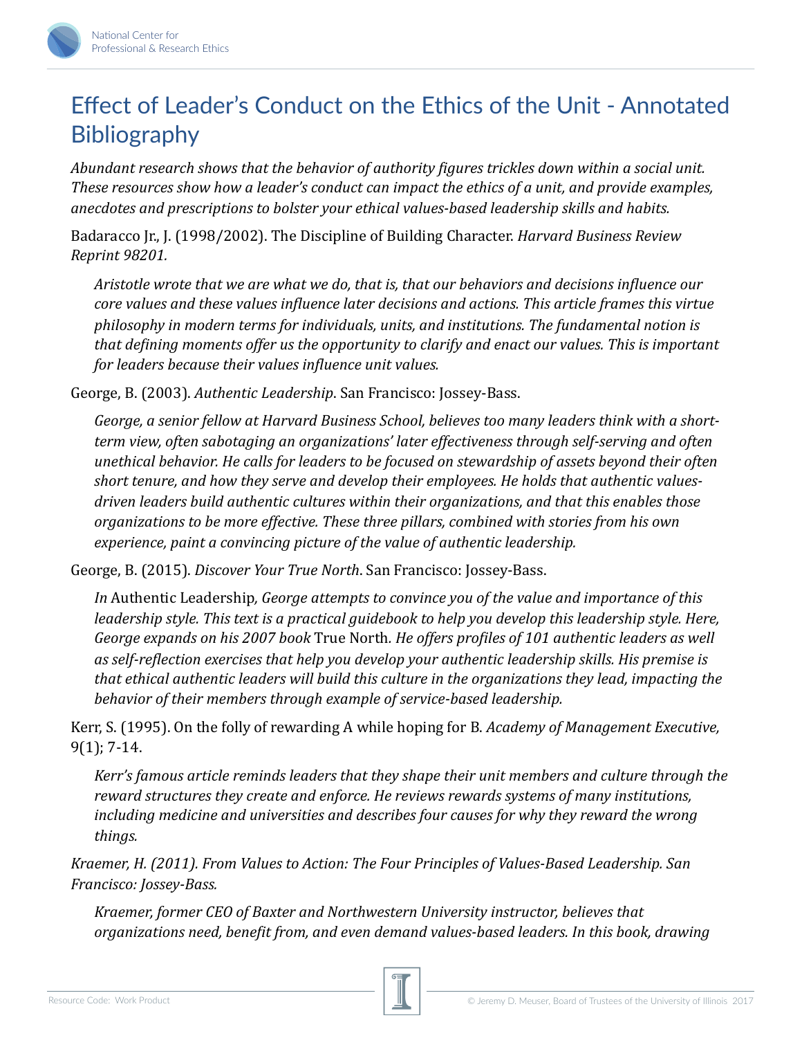# Effect of Leader's Conduct on the Ethics of the Unit - Annotated Bibliography

*Abundant research shows that the behavior of authority figures trickles down within a social unit. These resources show how a leader's conduct can impact the ethics of a unit, and provide examples, anecdotes and prescriptions to bolster your ethical values-based leadership skills and habits.*

Badaracco Jr., J. (1998/2002). The Discipline of Building Character. *Harvard Business Review Reprint 98201.*

> *Aristotle wrote that we are what we do, that is, that our behaviors and decisions influence our core values and these values influence later decisions and actions. This article frames this virtue philosophy in modern terms for individuals, units, and institutions. The fundamental notion is that defining moments offer us the opportunity to clarify and enact our values. This is important for leaders because their values influence unit values.*

George, B. (2003). *Authentic Leadership*. San Francisco: Jossey-Bass.

> *George, a senior fellow at Harvard Business School, believes too many leaders think with a short-term view, often sabotaging an organizations' later effectiveness through self-serving and often unethical behavior. He calls for leaders to be focused on stewardship of assets beyond their often short tenure, and how they serve and develop their employees. He holds that authentic values-driven leaders build authentic cultures within their organizations, and that this enables those organizations to be more effective. These three pillars, combined with stories from his own experience, paint a convincing picture of the value of authentic leadership.*

George, B. (2015). *Discover Your True North*. San Francisco: Jossey-Bass.

> *In* Authentic Leadership, *George attempts to convince you of the value and importance of this leadership style. This text is a practical guidebook to help you develop this leadership style. Here, George expands on his 2007 book* True North. *He offers profiles of 101 authentic leaders as well as self-reflection exercises that help you develop your authentic leadership skills. His premise is that ethical authentic leaders will build this culture in the organizations they lead, impacting the behavior of their members through example of service-based leadership.*

Kerr, S. (1995). On the folly of rewarding A while hoping for B. *Academy of Management Executive,* 9(1); 7-14.

> *Kerr's famous article reminds leaders that they shape their unit members and culture through the reward structures they create and enforce. He reviews rewards systems of many institutions, including medicine and universities and describes four causes for why they reward the wrong things.*

*Kraemer, H. (2011). From Values to Action: The Four Principles of Values-Based Leadership. San Francisco: Jossey-Bass.*

> *Kraemer, former CEO of Baxter and Northwestern University instructor, believes that organizations need, benefit from, and even demand values-based leaders. In this book, drawing*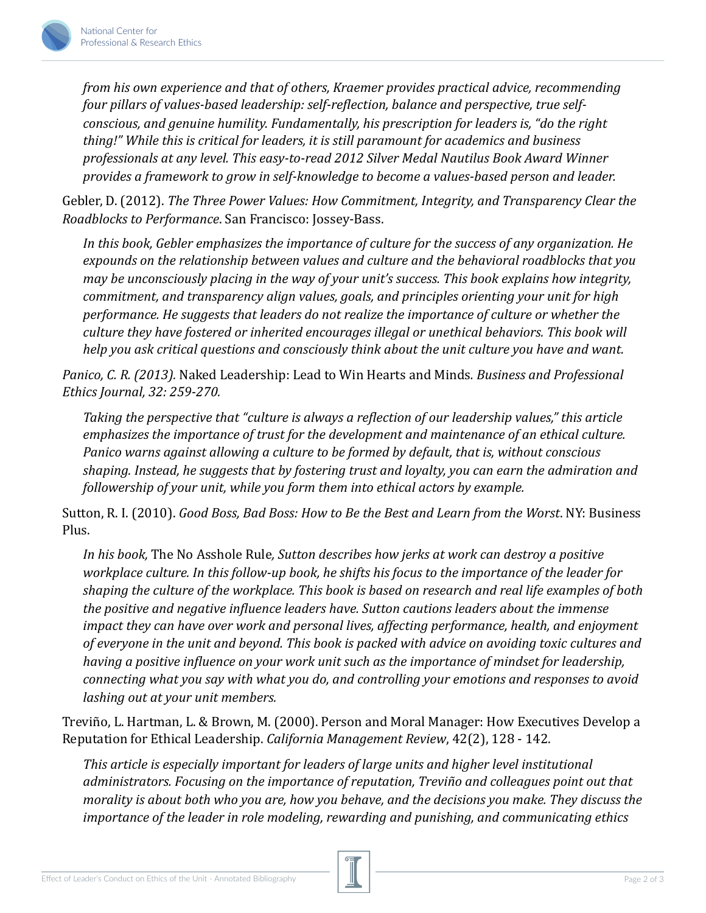*from his own experience and that of others, Kraemer provides practical advice, recommending four pillars of values-based leadership: self-reflection, balance and perspective, true self-conscious, and genuine humility. Fundamentally, his prescription for leaders is, "do the right thing!" While this is critical for leaders, it is still paramount for academics and business professionals at any level. This easy-to-read 2012 Silver Medal Nautilus Book Award Winner provides a framework to grow in self-knowledge to become a values-based person and leader.*

Gebler, D. (2012). *The Three Power Values: How Commitment, Integrity, and Transparency Clear the Roadblocks to Performance*. San Francisco: Jossey-Bass.

*In this book, Gebler emphasizes the importance of culture for the success of any organization. He expounds on the relationship between values and culture and the behavioral roadblocks that you may be unconsciously placing in the way of your unit's success. This book explains how integrity, commitment, and transparency align values, goals, and principles orienting your unit for high performance. He suggests that leaders do not realize the importance of culture or whether the culture they have fostered or inherited encourages illegal or unethical behaviors. This book will help you ask critical questions and consciously think about the unit culture you have and want.*

*Panico, C. R. (2013).* Naked Leadership: Lead to Win Hearts and Minds*. Business and Professional Ethics Journal, 32: 259-270.*

*Taking the perspective that "culture is always a reflection of our leadership values," this article emphasizes the importance of trust for the development and maintenance of an ethical culture. Panico warns against allowing a culture to be formed by default, that is, without conscious shaping. Instead, he suggests that by fostering trust and loyalty, you can earn the admiration and followership of your unit, while you form them into ethical actors by example.*

Sutton, R. I. (2010). *Good Boss, Bad Boss: How to Be the Best and Learn from the Worst*. NY: Business Plus.

*In his book,* The No Asshole Rule*, Sutton describes how jerks at work can destroy a positive workplace culture. In this follow-up book, he shifts his focus to the importance of the leader for shaping the culture of the workplace. This book is based on research and real life examples of both the positive and negative influence leaders have. Sutton cautions leaders about the immense impact they can have over work and personal lives, affecting performance, health, and enjoyment of everyone in the unit and beyond. This book is packed with advice on avoiding toxic cultures and having a positive influence on your work unit such as the importance of mindset for leadership, connecting what you say with what you do, and controlling your emotions and responses to avoid lashing out at your unit members.*

Treviño, L. Hartman, L. & Brown, M. (2000). Person and Moral Manager: How Executives Develop a Reputation for Ethical Leadership. *California Management Review*, 42(2), 128 - 142.

*This article is especially important for leaders of large units and higher level institutional administrators. Focusing on the importance of reputation, Treviño and colleagues point out that morality is about both who you are, how you behave, and the decisions you make. They discuss the importance of the leader in role modeling, rewarding and punishing, and communicating ethics*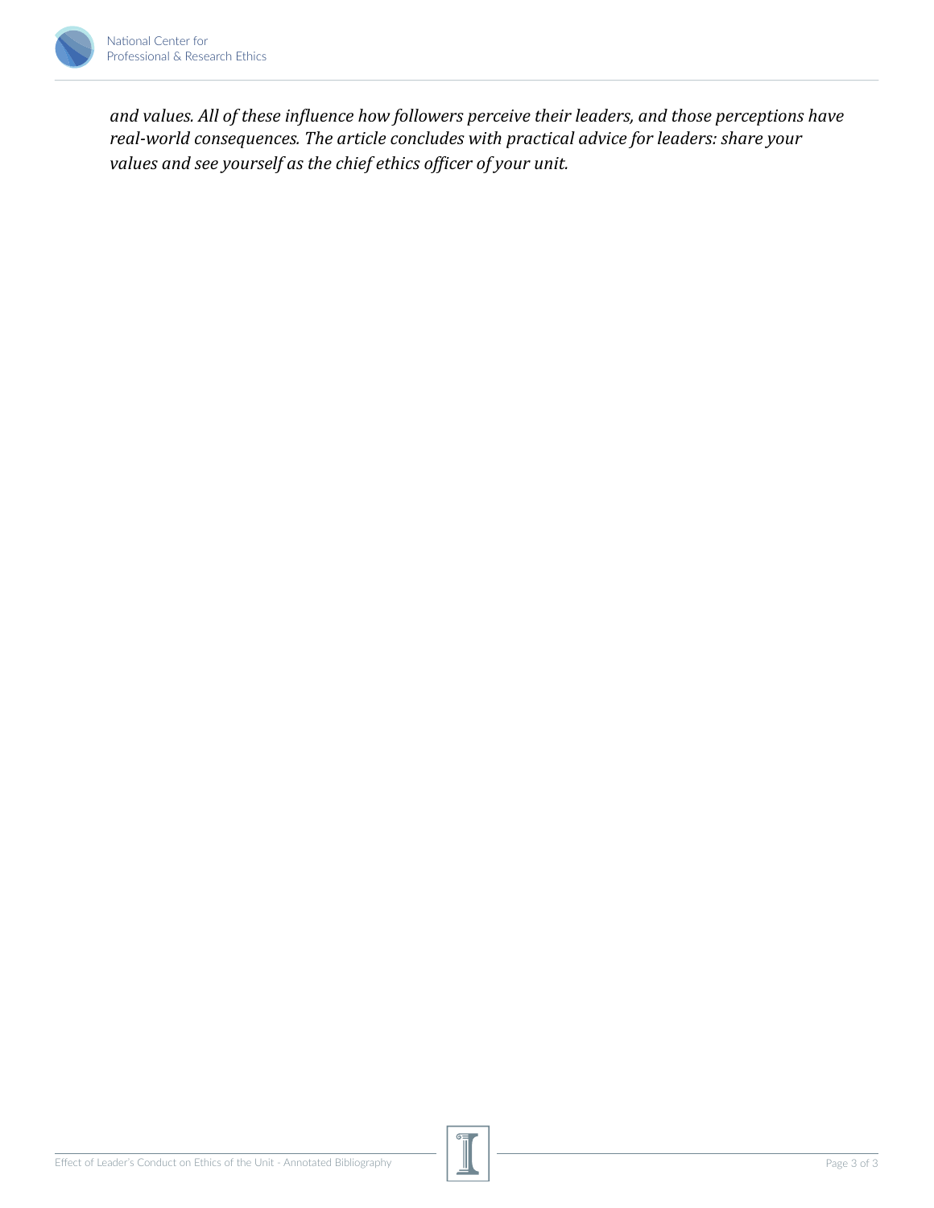*and values. All of these influence how followers perceive their leaders, and those perceptions have real-world consequences. The article concludes with practical advice for leaders: share your values and see yourself as the chief ethics officer of your unit.*